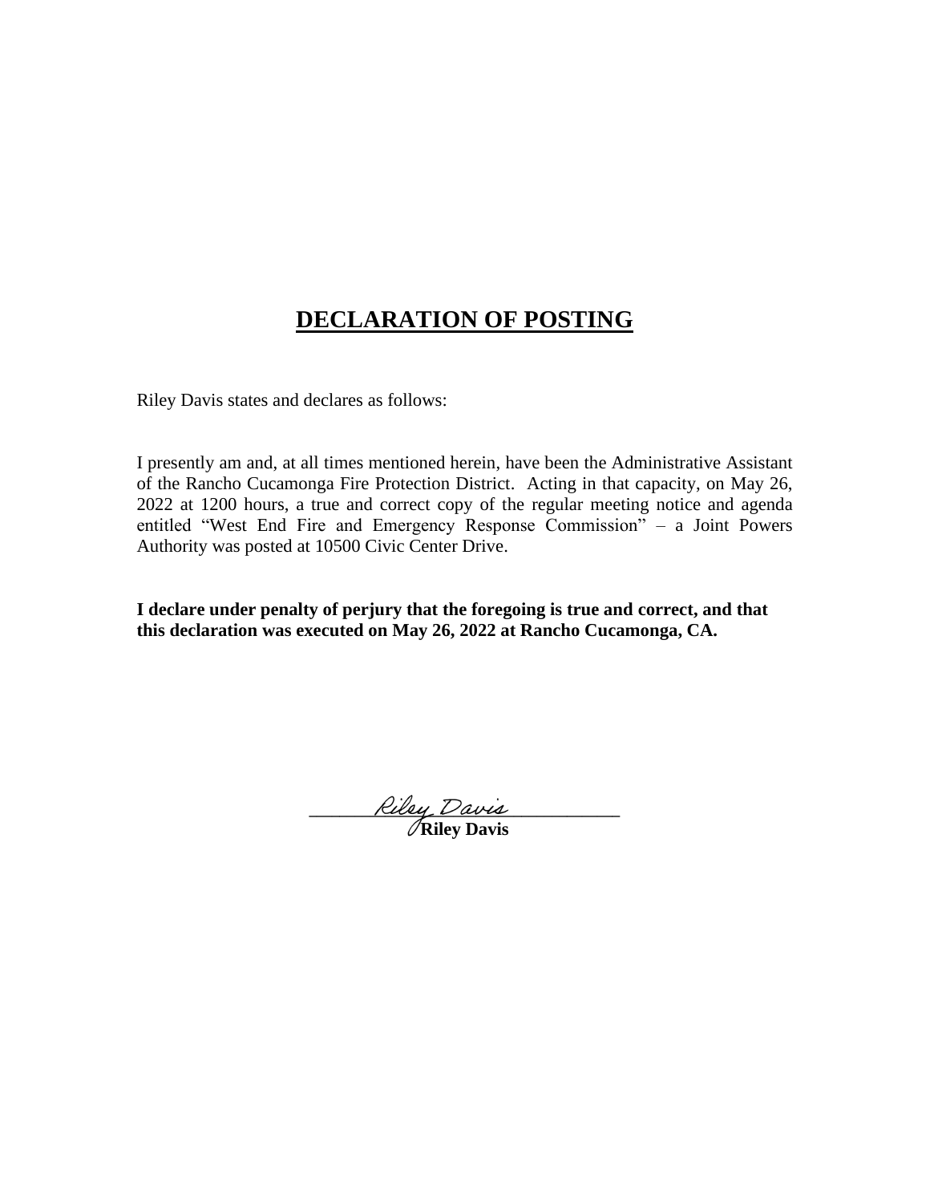# DECLARATION OF POSTING

Riley Davis states and declares as follows:

I presently am and, at all times mentioned herein, have been the Administrative Assistant of the Rancho Cucamonga Fire Protection District. Acting in that capacity, on May 26, 2022 at 1200 hours, a true and correct copy of the regular meeting notice and agenda entitled "West End Fire and Emergency Response Commission" – a Joint Powers Authority was posted at 10500 Civic Center Drive.

**I declare under penalty of perjury that the foregoing is true and correct, and that this declaration was executed on May 26, 2022 at Rancho Cucamonga, CA.**

_Riley Davis_

**Riley Davis**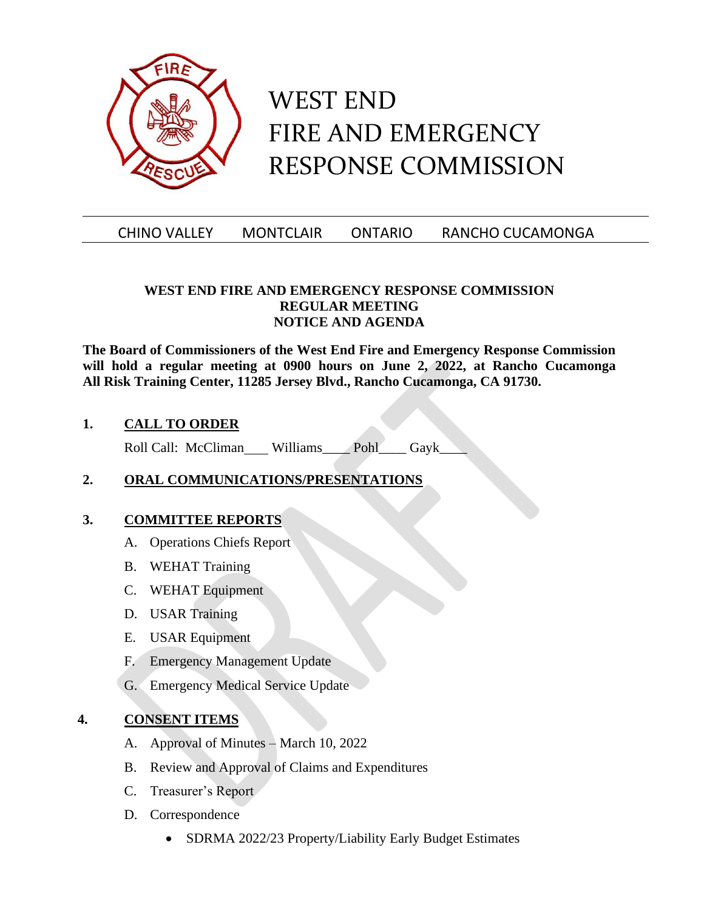# WEST END FIRE AND EMERGENCY RESPONSE COMMISSION

CHINO VALLEY MONTCLAIR ONTARIO RANCHO CUCAMONGA

**WEST END FIRE AND EMERGENCY RESPONSE COMMISSION**
**REGULAR MEETING**
**NOTICE AND AGENDA**

**The Board of Commissioners of the West End Fire and Emergency Response Commission will hold a regular meeting at 0900 hours on June 2, 2022, at Rancho Cucamonga All Risk Training Center, 11285 Jersey Blvd., Rancho Cucamonga, CA 91730.**

**1. CALL TO ORDER**

Roll Call: McCliman___ Williams____ Pohl____ Gayk____

**2. ORAL COMMUNICATIONS/PRESENTATIONS**

**3. COMMITTEE REPORTS**

A. Operations Chiefs Report

B. WEHAT Training

C. WEHAT Equipment

D. USAR Training

E. USAR Equipment

F. Emergency Management Update

G. Emergency Medical Service Update

**4. CONSENT ITEMS**

A. Approval of Minutes – March 10, 2022

B. Review and Approval of Claims and Expenditures

C. Treasurer's Report

D. Correspondence

- SDRMA 2022/23 Property/Liability Early Budget Estimates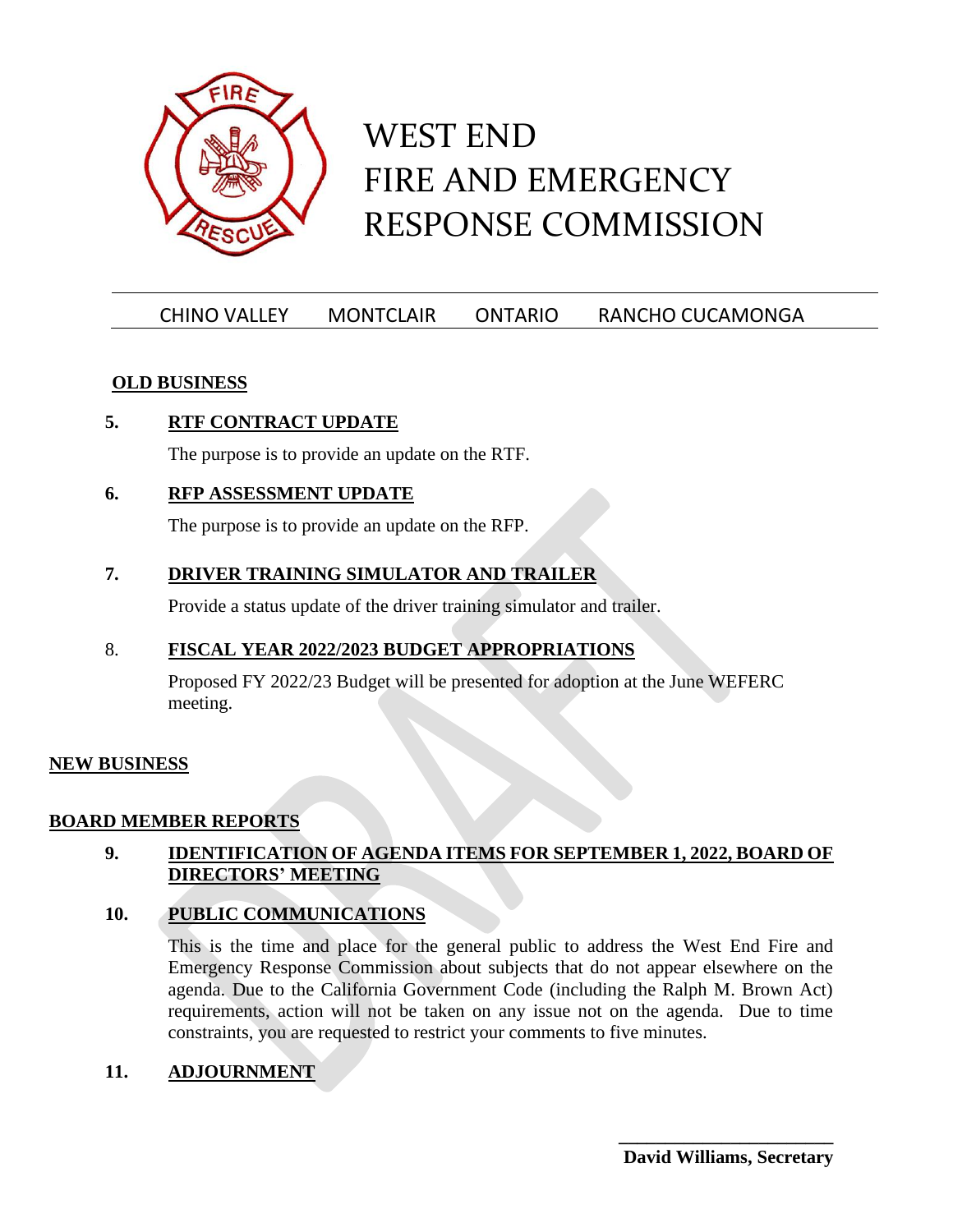# WEST END FIRE AND EMERGENCY RESPONSE COMMISSION

CHINO VALLEY MONTCLAIR ONTARIO RANCHO CUCAMONGA

## OLD BUSINESS

**5. RTF CONTRACT UPDATE**

The purpose is to provide an update on the RTF.

**6. RFP ASSESSMENT UPDATE**

The purpose is to provide an update on the RFP.

**7. DRIVER TRAINING SIMULATOR AND TRAILER**

Provide a status update of the driver training simulator and trailer.

8. **FISCAL YEAR 2022/2023 BUDGET APPROPRIATIONS**

Proposed FY 2022/23 Budget will be presented for adoption at the June WEFERC meeting.

## NEW BUSINESS

## BOARD MEMBER REPORTS

**9. IDENTIFICATION OF AGENDA ITEMS FOR SEPTEMBER 1, 2022, BOARD OF DIRECTORS' MEETING**

**10. PUBLIC COMMUNICATIONS**

This is the time and place for the general public to address the West End Fire and Emergency Response Commission about subjects that do not appear elsewhere on the agenda. Due to the California Government Code (including the Ralph M. Brown Act) requirements, action will not be taken on any issue not on the agenda. Due to time constraints, you are requested to restrict your comments to five minutes.

**11. ADJOURNMENT**

**David Williams, Secretary**